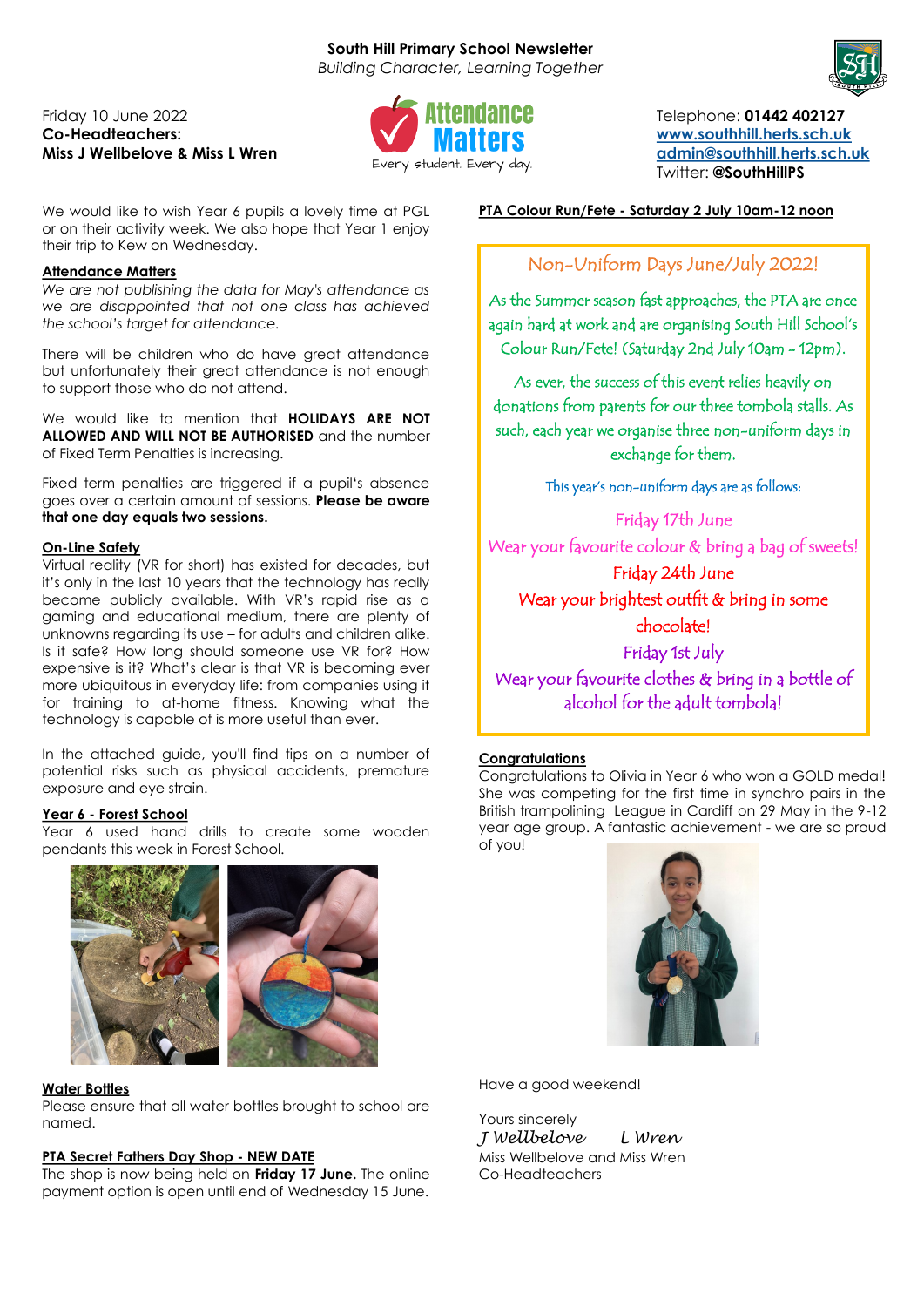# South Hill Primary School Newsletter

*Building Character, Learning Together*

Friday 10 June 2022
**Co-Headteachers:**
**Miss J Wellbelove & Miss L Wren**

Attendance Matters
Every student. Every day.

Telephone: **01442 402127**
**www.southhill.herts.sch.uk**
**admin@southhill.herts.sch.uk**
Twitter: **@SouthHillPS**

We would like to wish Year 6 pupils a lovely time at PGL or on their activity week. We also hope that Year 1 enjoy their trip to Kew on Wednesday.

**Attendance Matters**

*We are not publishing the data for May's attendance as we are disappointed that not one class has achieved the school's target for attendance.*

There will be children who do have great attendance but unfortunately their great attendance is not enough to support those who do not attend.

We would like to mention that **HOLIDAYS ARE NOT ALLOWED AND WILL NOT BE AUTHORISED** and the number of Fixed Term Penalties is increasing.

Fixed term penalties are triggered if a pupil's absence goes over a certain amount of sessions. **Please be aware that one day equals two sessions.**

**On-Line Safety**

Virtual reality (VR for short) has existed for decades, but it's only in the last 10 years that the technology has really become publicly available. With VR's rapid rise as a gaming and educational medium, there are plenty of unknowns regarding its use – for adults and children alike. Is it safe? How long should someone use VR for? How expensive is it? What's clear is that VR is becoming ever more ubiquitous in everyday life: from companies using it for training to at-home fitness. Knowing what the technology is capable of is more useful than ever.

In the attached guide, you'll find tips on a number of potential risks such as physical accidents, premature exposure and eye strain.

**Year 6 - Forest School**

Year 6 used hand drills to create some wooden pendants this week in Forest School.

**Water Bottles**

Please ensure that all water bottles brought to school are named.

**PTA Secret Fathers Day Shop - NEW DATE**

The shop is now being held on **Friday 17 June.** The online payment option is open until end of Wednesday 15 June.

**PTA Colour Run/Fete - Saturday 2 July 10am-12 noon**

## Non-Uniform Days June/July 2022!

As the Summer season fast approaches, the PTA are once again hard at work and are organising South Hill School's Colour Run/Fete! (Saturday 2nd July 10am - 12pm).

As ever, the success of this event relies heavily on donations from parents for our three tombola stalls. As such, each year we organise three non-uniform days in exchange for them.

This year's non-uniform days are as follows:

Friday 17th June
Wear your favourite colour & bring a bag of sweets!

Friday 24th June
Wear your brightest outfit & bring in some chocolate!

Friday 1st July
Wear your favourite clothes & bring in a bottle of alcohol for the adult tombola!

**Congratulations**

Congratulations to Olivia in Year 6 who won a GOLD medal! She was competing for the first time in synchro pairs in the British trampolining League in Cardiff on 29 May in the 9-12 year age group. A fantastic achievement - we are so proud of you!

Have a good weekend!

Yours sincerely

*J Wellbelove* *L Wren*

Miss Wellbelove and Miss Wren
Co-Headteachers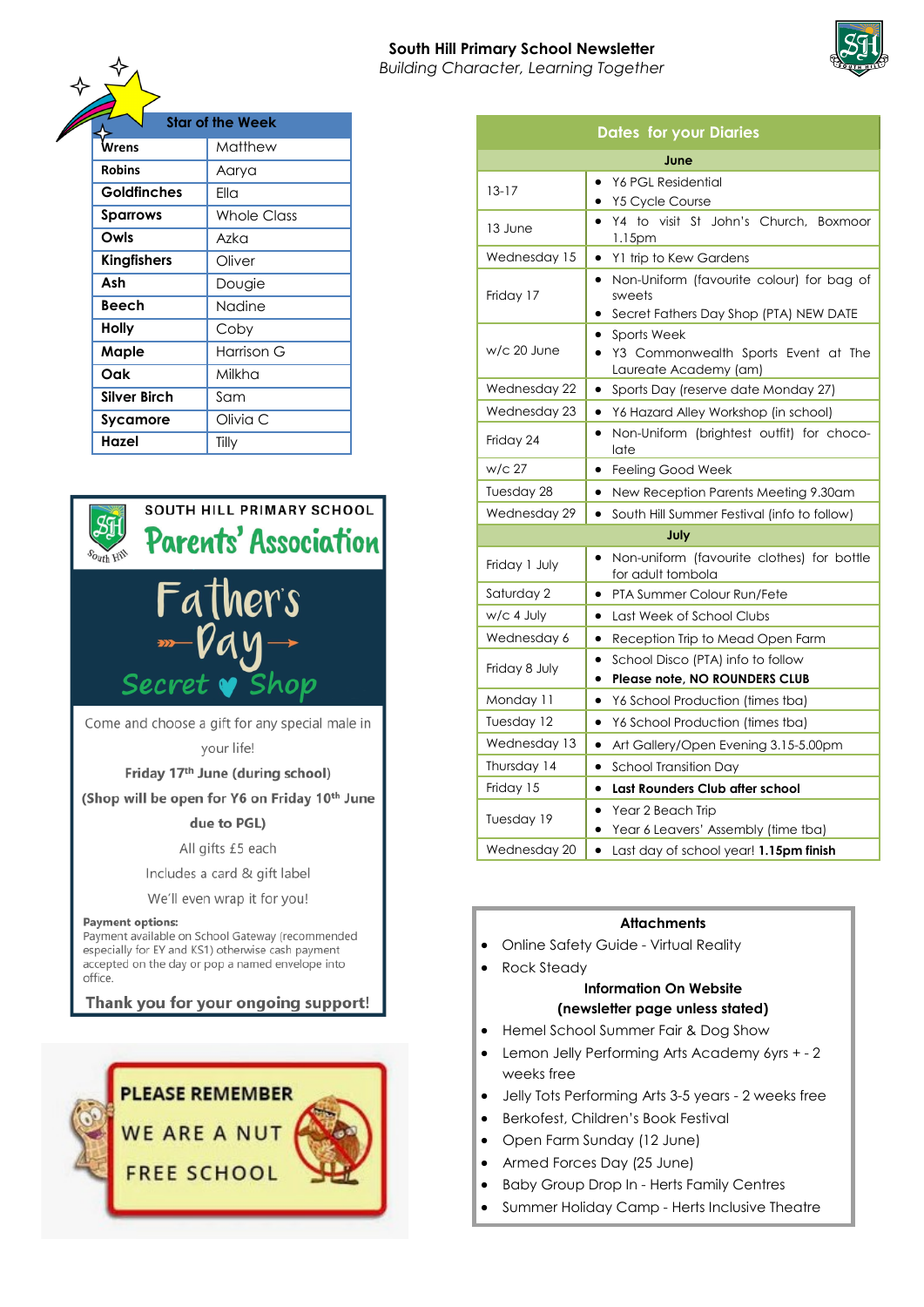# South Hill Primary School Newsletter

*Building Character, Learning Together*

| Star of the Week | |
|---|---|
| **Wrens** | Matthew |
| **Robins** | Aarya |
| **Goldfinches** | Ella |
| **Sparrows** | Whole Class |
| **Owls** | Azka |
| **Kingfishers** | Oliver |
| **Ash** | Dougie |
| **Beech** | Nadine |
| **Holly** | Coby |
| **Maple** | Harrison G |
| **Oak** | Milkha |
| **Silver Birch** | Sam |
| **Sycamore** | Olivia C |
| **Hazel** | Tilly |

SOUTH HILL PRIMARY SCHOOL

## Parents' Association

## Father's Day Secret Shop

Come and choose a gift for any special male in your life!

**Friday 17th June (during school)**

**(Shop will be open for Y6 on Friday 10th June due to PGL)**

All gifts £5 each

Includes a card & gift label

We'll even wrap it for you!

**Payment options:**
Payment available on School Gateway (recommended especially for EY and KS1) otherwise cash payment accepted on the day or pop a named envelope into office.

**Thank you for your ongoing support!**

PLEASE REMEMBER WE ARE A NUT FREE SCHOOL

## Dates for your Diaries

| | |
|---|---|
| **June** | |
| 13-17 | • Y6 PGL Residential<br>• Y5 Cycle Course |
| 13 June | • Y4 to visit St John's Church, Boxmoor 1.15pm |
| Wednesday 15 | • Y1 trip to Kew Gardens |
| Friday 17 | • Non-Uniform (favourite colour) for bag of sweets<br>• Secret Fathers Day Shop (PTA) NEW DATE |
| w/c 20 June | • Sports Week<br>• Y3 Commonwealth Sports Event at The Laureate Academy (am) |
| Wednesday 22 | • Sports Day (reserve date Monday 27) |
| Wednesday 23 | • Y6 Hazard Alley Workshop (in school) |
| Friday 24 | • Non-Uniform (brightest outfit) for choco-late |
| w/c 27 | • Feeling Good Week |
| Tuesday 28 | • New Reception Parents Meeting 9.30am |
| Wednesday 29 | • South Hill Summer Festival (info to follow) |
| **July** | |
| Friday 1 July | • Non-uniform (favourite clothes) for bottle for adult tombola |
| Saturday 2 | • PTA Summer Colour Run/Fete |
| w/c 4 July | • Last Week of School Clubs |
| Wednesday 6 | • Reception Trip to Mead Open Farm |
| Friday 8 July | • School Disco (PTA) info to follow<br>• **Please note, NO ROUNDERS CLUB** |
| Monday 11 | • Y6 School Production (times tba) |
| Tuesday 12 | • Y6 School Production (times tba) |
| Wednesday 13 | • Art Gallery/Open Evening 3.15-5.00pm |
| Thursday 14 | • School Transition Day |
| Friday 15 | • **Last Rounders Club after school** |
| Tuesday 19 | • Year 2 Beach Trip<br>• Year 6 Leavers' Assembly (time tba) |
| Wednesday 20 | • Last day of school year! **1.15pm finish** |

**Attachments**

- Online Safety Guide - Virtual Reality
- Rock Steady

**Information On Website (newsletter page unless stated)**

- Hemel School Summer Fair & Dog Show
- Lemon Jelly Performing Arts Academy 6yrs + - 2 weeks free
- Jelly Tots Performing Arts 3-5 years - 2 weeks free
- Berkofest, Children's Book Festival
- Open Farm Sunday (12 June)
- Armed Forces Day (25 June)
- Baby Group Drop In - Herts Family Centres
- Summer Holiday Camp - Herts Inclusive Theatre